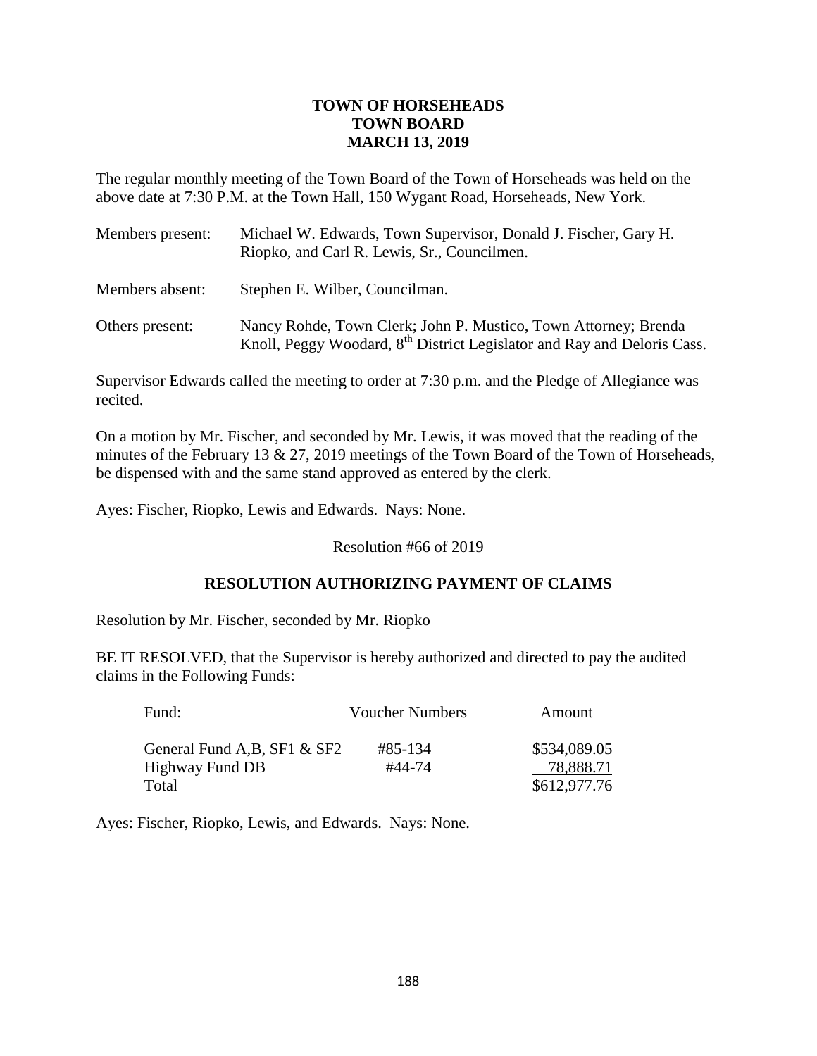# TOWN OF HORSEHEADS
# TOWN BOARD
# MARCH 13, 2019

The regular monthly meeting of the Town Board of the Town of Horseheads was held on the above date at 7:30 P.M. at the Town Hall, 150 Wygant Road, Horseheads, New York.

| | |
|---|---|
| Members present: | Michael W. Edwards, Town Supervisor, Donald J. Fischer, Gary H. Riopko, and Carl R. Lewis, Sr., Councilmen. |
| Members absent: | Stephen E. Wilber, Councilman. |
| Others present: | Nancy Rohde, Town Clerk; John P. Mustico, Town Attorney; Brenda Knoll, Peggy Woodard, 8th District Legislator and Ray and Deloris Cass. |

Supervisor Edwards called the meeting to order at 7:30 p.m. and the Pledge of Allegiance was recited.

On a motion by Mr. Fischer, and seconded by Mr. Lewis, it was moved that the reading of the minutes of the February 13 & 27, 2019 meetings of the Town Board of the Town of Horseheads, be dispensed with and the same stand approved as entered by the clerk.

Ayes: Fischer, Riopko, Lewis and Edwards. Nays: None.

Resolution #66 of 2019

## RESOLUTION AUTHORIZING PAYMENT OF CLAIMS

Resolution by Mr. Fischer, seconded by Mr. Riopko

BE IT RESOLVED, that the Supervisor is hereby authorized and directed to pay the audited claims in the Following Funds:

| Fund: | Voucher Numbers | Amount |
|---|---|---|
| General Fund A,B, SF1 & SF2 | #85-134 | $534,089.05 |
| Highway Fund DB | #44-74 | 78,888.71 |
| Total | | $612,977.76 |

Ayes: Fischer, Riopko, Lewis, and Edwards. Nays: None.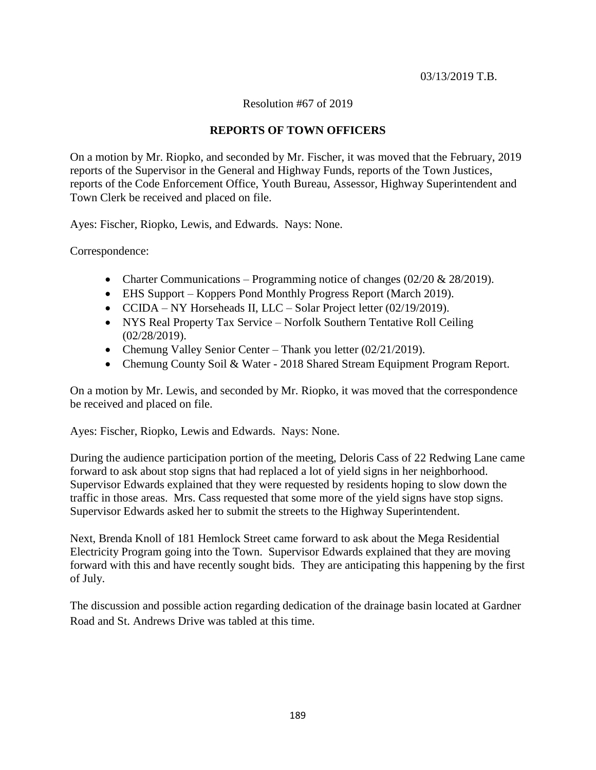03/13/2019 T.B.

Resolution #67 of 2019

**REPORTS OF TOWN OFFICERS**

On a motion by Mr. Riopko, and seconded by Mr. Fischer, it was moved that the February, 2019 reports of the Supervisor in the General and Highway Funds, reports of the Town Justices, reports of the Code Enforcement Office, Youth Bureau, Assessor, Highway Superintendent and Town Clerk be received and placed on file.

Ayes: Fischer, Riopko, Lewis, and Edwards. Nays: None.

Correspondence:

- Charter Communications – Programming notice of changes (02/20 & 28/2019).
- EHS Support – Koppers Pond Monthly Progress Report (March 2019).
- CCIDA – NY Horseheads II, LLC – Solar Project letter (02/19/2019).
- NYS Real Property Tax Service – Norfolk Southern Tentative Roll Ceiling (02/28/2019).
- Chemung Valley Senior Center – Thank you letter (02/21/2019).
- Chemung County Soil & Water - 2018 Shared Stream Equipment Program Report.

On a motion by Mr. Lewis, and seconded by Mr. Riopko, it was moved that the correspondence be received and placed on file.

Ayes: Fischer, Riopko, Lewis and Edwards. Nays: None.

During the audience participation portion of the meeting, Deloris Cass of 22 Redwing Lane came forward to ask about stop signs that had replaced a lot of yield signs in her neighborhood. Supervisor Edwards explained that they were requested by residents hoping to slow down the traffic in those areas. Mrs. Cass requested that some more of the yield signs have stop signs. Supervisor Edwards asked her to submit the streets to the Highway Superintendent.

Next, Brenda Knoll of 181 Hemlock Street came forward to ask about the Mega Residential Electricity Program going into the Town. Supervisor Edwards explained that they are moving forward with this and have recently sought bids. They are anticipating this happening by the first of July.

The discussion and possible action regarding dedication of the drainage basin located at Gardner Road and St. Andrews Drive was tabled at this time.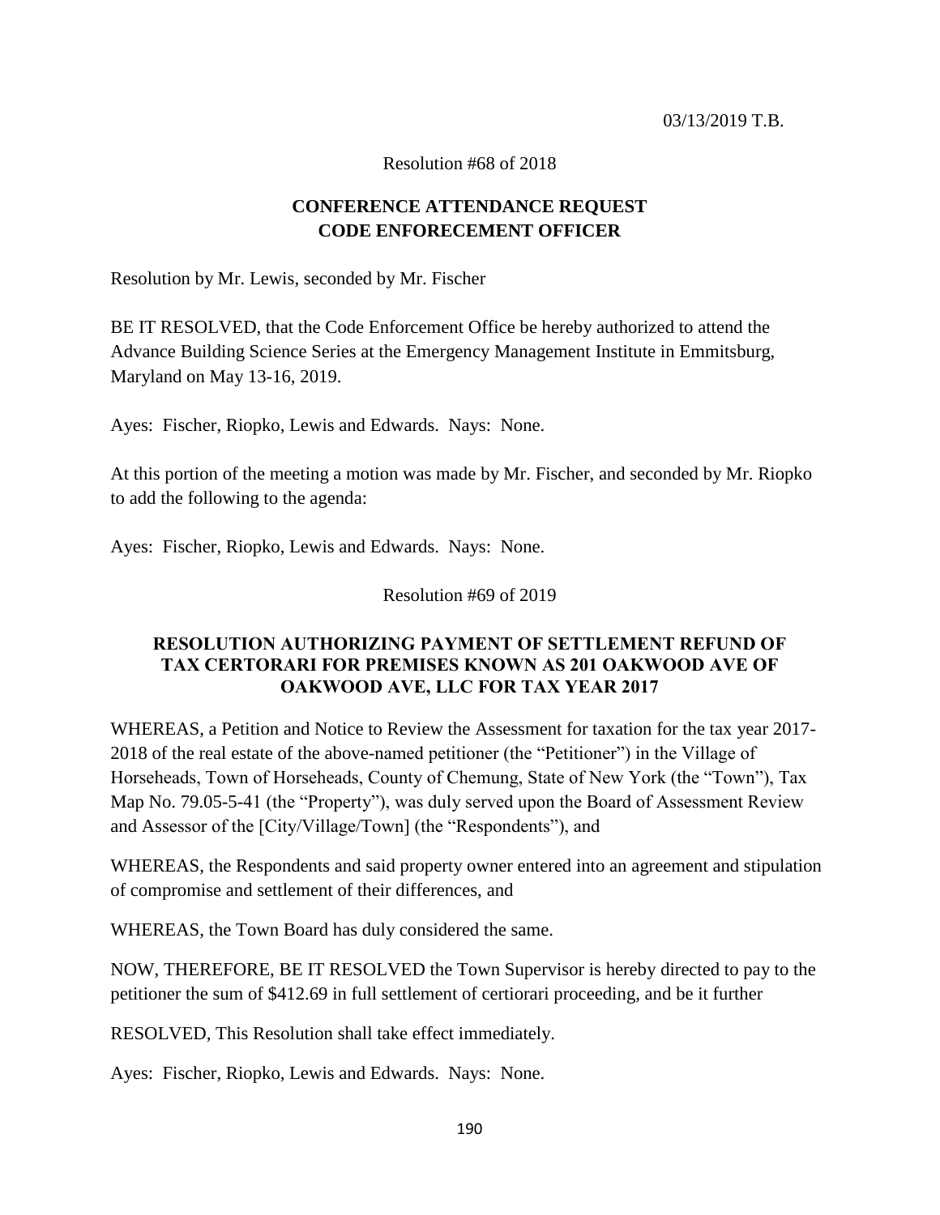03/13/2019 T.B.

Resolution #68 of 2018

**CONFERENCE ATTENDANCE REQUEST**
**CODE ENFORECEMENT OFFICER**

Resolution by Mr. Lewis, seconded by Mr. Fischer

BE IT RESOLVED, that the Code Enforcement Office be hereby authorized to attend the Advance Building Science Series at the Emergency Management Institute in Emmitsburg, Maryland on May 13-16, 2019.

Ayes: Fischer, Riopko, Lewis and Edwards. Nays: None.

At this portion of the meeting a motion was made by Mr. Fischer, and seconded by Mr. Riopko to add the following to the agenda:

Ayes: Fischer, Riopko, Lewis and Edwards. Nays: None.

Resolution #69 of 2019

**RESOLUTION AUTHORIZING PAYMENT OF SETTLEMENT REFUND OF TAX CERTORARI FOR PREMISES KNOWN AS 201 OAKWOOD AVE OF OAKWOOD AVE, LLC FOR TAX YEAR 2017**

WHEREAS, a Petition and Notice to Review the Assessment for taxation for the tax year 2017-2018 of the real estate of the above-named petitioner (the "Petitioner") in the Village of Horseheads, Town of Horseheads, County of Chemung, State of New York (the "Town"), Tax Map No. 79.05-5-41 (the "Property"), was duly served upon the Board of Assessment Review and Assessor of the [City/Village/Town] (the "Respondents"), and

WHEREAS, the Respondents and said property owner entered into an agreement and stipulation of compromise and settlement of their differences, and

WHEREAS, the Town Board has duly considered the same.

NOW, THEREFORE, BE IT RESOLVED the Town Supervisor is hereby directed to pay to the petitioner the sum of $412.69 in full settlement of certiorari proceeding, and be it further

RESOLVED, This Resolution shall take effect immediately.

Ayes: Fischer, Riopko, Lewis and Edwards. Nays: None.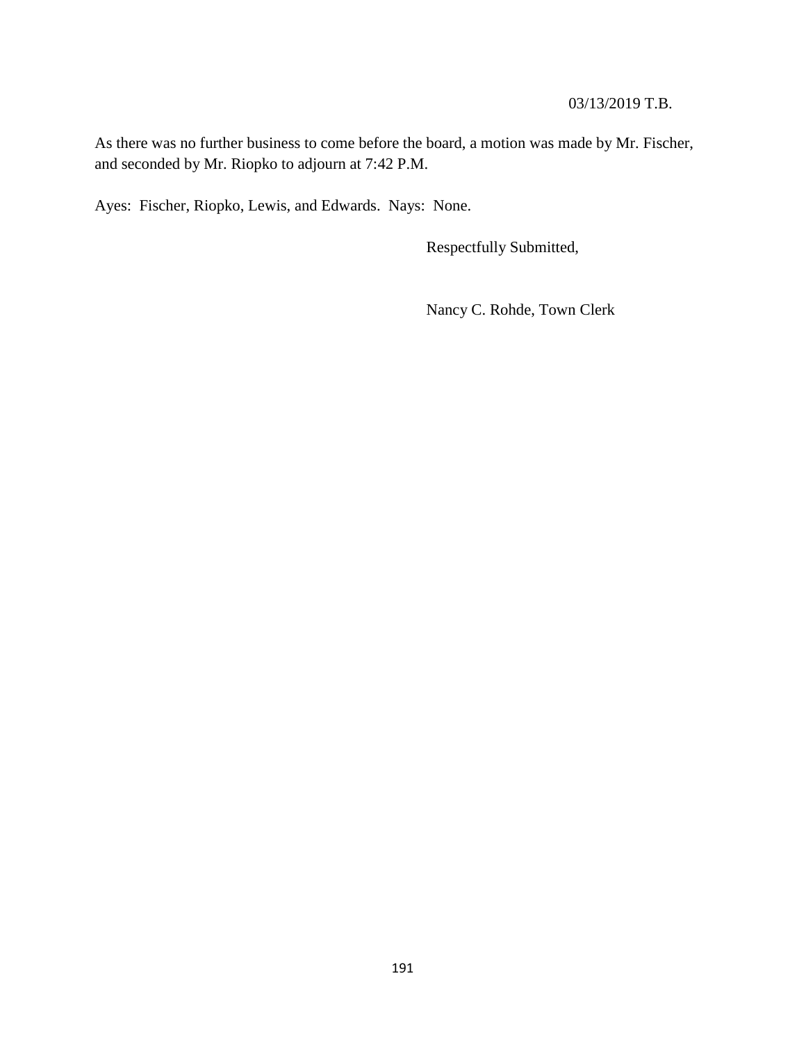As there was no further business to come before the board, a motion was made by Mr. Fischer, and seconded by Mr. Riopko to adjourn at 7:42 P.M.

Ayes: Fischer, Riopko, Lewis, and Edwards. Nays: None.

Respectfully Submitted,

Nancy C. Rohde, Town Clerk